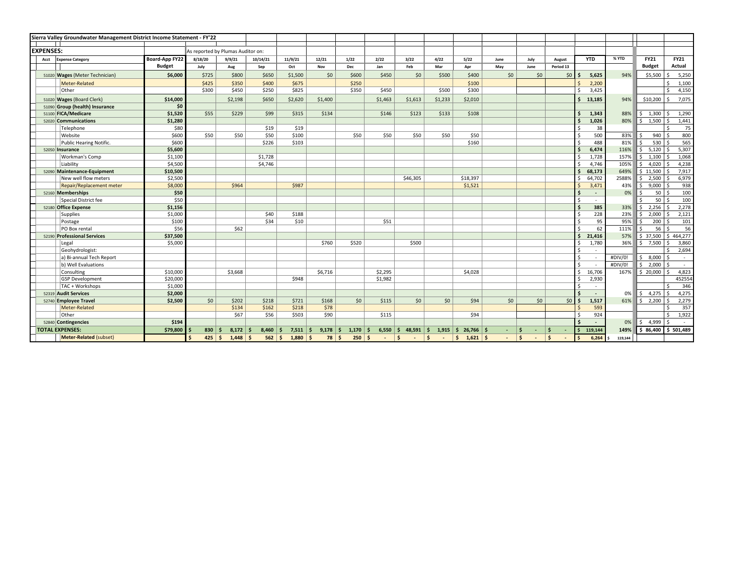## Sierra Valley Groundwater Management District Income Statement - FY'22

| Acct | Expense Category | Board-App FY22 | 8/18/20 | 9/9/21 | 10/14/21 | 11/9/21 | 12/21 | 1/22 | 2/22 | 3/22 | 4/22 | 5/22 | June | July | August | YTD | % YTD | FY21 | FY21 |
|---|---|---|---|---|---|---|---|---|---|---|---|---|---|---|---|---|---|---|---|
| **EXPENSES:** | | | As reported by Plumas Auditor on: | | | | | | | | | | | | | | | | |
| | | **Budget** | July | Aug | Sep | Oct | Nov | Dec | Jan | Feb | Mar | Apr | May | June | Period 13 | | | **Budget** | **Actual** |
| 51020 | **Wages** (Meter Technician) | **$6,000** | $725 | $800 | $650 | $1,500 | $0 | $600 | $450 | $0 | $500 | $400 | $0 | $0 | $0 | **$ 5,625** | 94% | $5,500 | $ 5,250 |
| | Meter-Related | | $425 | $350 | $400 | $675 | | $250 | | | | $100 | | | | $ 2,200 | | | $ 1,100 |
| | Other | | $300 | $450 | $250 | $825 | | $350 | $450 | | $500 | $300 | | | | $ 3,425 | | | $ 4,150 |
| 51020 | **Wages** (Board Clerk) | **$14,000** | | $2,198 | $650 | $2,620 | $1,400 | | $1,463 | $1,613 | $1,233 | $2,010 | | | | **$ 13,185** | 94% | $10,200 | $ 7,075 |
| 51090 | **Group (health) Insurance** | **$0** | | | | | | | | | | | | | | | | | |
| 51100 | **FICA/Medicare** | **$1,520** | $55 | $229 | $99 | $315 | $134 | | $146 | $123 | $133 | $108 | | | | **$ 1,343** | 88% | $ 1,300 | $ 1,290 |
| 52020 | **Communications** | **$1,280** | | | | | | | | | | | | | | **$ 1,026** | 80% | $ 1,500 | $ 1,441 |
| | Telephone | $80 | | | $19 | $19 | | | | | | | | | | $ 38 | | | $ 75 |
| | Website | $600 | $50 | $50 | $50 | $100 | | $50 | $50 | $50 | $50 | $50 | | | | $ 500 | 83% | $ 940 | $ 800 |
| | Public Hearing Notific. | $600 | | | $226 | $103 | | | | | | $160 | | | | $ 488 | 81% | $ 530 | $ 565 |
| 52050 | **Insurance** | **$5,600** | | | | | | | | | | | | | | **$ 6,474** | 116% | $ 5,120 | $ 5,307 |
| | Workman's Comp | $1,100 | | | $1,728 | | | | | | | | | | | $ 1,728 | 157% | $ 1,100 | $ 1,068 |
| | Liability | $4,500 | | | $4,746 | | | | | | | | | | | $ 4,746 | 105% | $ 4,020 | $ 4,238 |
| 52090 | **Maintenance-Equipment** | **$10,500** | | | | | | | | | | | | | | **$ 68,173** | 649% | $ 11,500 | $ 7,917 |
| | New well flow meters | $2,500 | | | | | | | | $46,305 | | $18,397 | | | | $ 64,702 | 2588% | $ 2,500 | $ 6,979 |
| | Repair/Replacement meter | $8,000 | | $964 | | $987 | | | | | | $1,521 | | | | $ 3,471 | 43% | $ 9,000 | $ 938 |
| 52160 | **Memberships** | **$50** | | | | | | | | | | | | | | **$ -** | 0% | $ 50 | $ 100 |
| | Special District fee | $50 | | | | | | | | | | | | | | $ - | | $ 50 | $ 100 |
| 52180 | **Office Expense** | **$1,156** | | | | | | | | | | | | | | **$ 385** | 33% | $ 2,256 | $ 2,278 |
| | Supplies | $1,000 | | | $40 | $188 | | | | | | | | | | $ 228 | 23% | $ 2,000 | $ 2,121 |
| | Postage | $100 | | | $34 | $10 | | | $51 | | | | | | | $ 95 | 95% | $ 200 | $ 101 |
| | PO Box rental | $56 | | $62 | | | | | | | | | | | | $ 62 | 111% | $ 56 | $ 56 |
| 52190 | **Professional Services** | **$37,500** | | | | | | | | | | | | | | **$ 21,416** | 57% | $ 37,500 | $ 464,277 |
| | Legal | $5,000 | | | | | $760 | $520 | | $500 | | | | | | $ 1,780 | 36% | $ 7,500 | $ 3,860 |
| | Geohydrologist: | | | | | | | | | | | | | | | $ - | | | $ 2,694 |
| | a) Bi-annual Tech Report | | | | | | | | | | | | | | | $ - | #DIV/0! | $ 8,000 | $ - |
| | b) Well Evaluations | | | | | | | | | | | | | | | $ - | #DIV/0! | $ 2,000 | $ - |
| | Consulting | $10,000 | | $3,668 | | | $6,716 | | $2,295 | | | $4,028 | | | | $ 16,706 | 167% | $ 20,000 | $ 4,823 |
| | GSP Development | $20,000 | | | | $948 | | | $1,982 | | | | | | | $ 2,930 | | | 452554 |
| | TAC + Workshops | $1,000 | | | | | | | | | | | | | | $ - | | | $ 346 |
| 52319 | **Audit Services** | **$2,000** | | | | | | | | | | | | | | **$ -** | 0% | $ 4,275 | $ 4,275 |
| 52740 | **Employee Travel** | **$2,500** | $0 | $202 | $218 | $721 | $168 | $0 | $115 | $0 | $0 | $94 | $0 | $0 | $0 | **$ 1,517** | 61% | $ 2,200 | $ 2,279 |
| | Meter-Related | | | $134 | $162 | $218 | $78 | | | | | | | | | $ 593 | | | $ 357 |
| | Other | | | $67 | $56 | $503 | $90 | | $115 | | | $94 | | | | $ 924 | | | $ 1,922 |
| 52840 | **Contingencies** | **$194** | | | | | | | | | | | | | | **$ -** | 0% | $ 4,999 | $ - |
| **TOTAL EXPENSES:** | | **$79,800** | **$ 830** | **$ 8,172** | **$ 8,460** | **$ 7,511** | **$ 9,178** | **$ 1,170** | **$ 6,550** | **$ 48,591** | **$ 1,915** | **$ 26,766** | **$ -** | **$ -** | **$ -** | **$ 119,144** | **149%** | **$ 86,400** | **$ 501,489** |
| | **Meter-Related** (subset) | | **$ 425** | **$ 1,448** | **$ 562** | **$ 1,880** | **$ 78** | **$ 250** | **$ -** | **$ -** | **$ -** | **$ 1,621** | **$ -** | **$ -** | **$ -** | **$ 6,264** | $ 119,144 | | |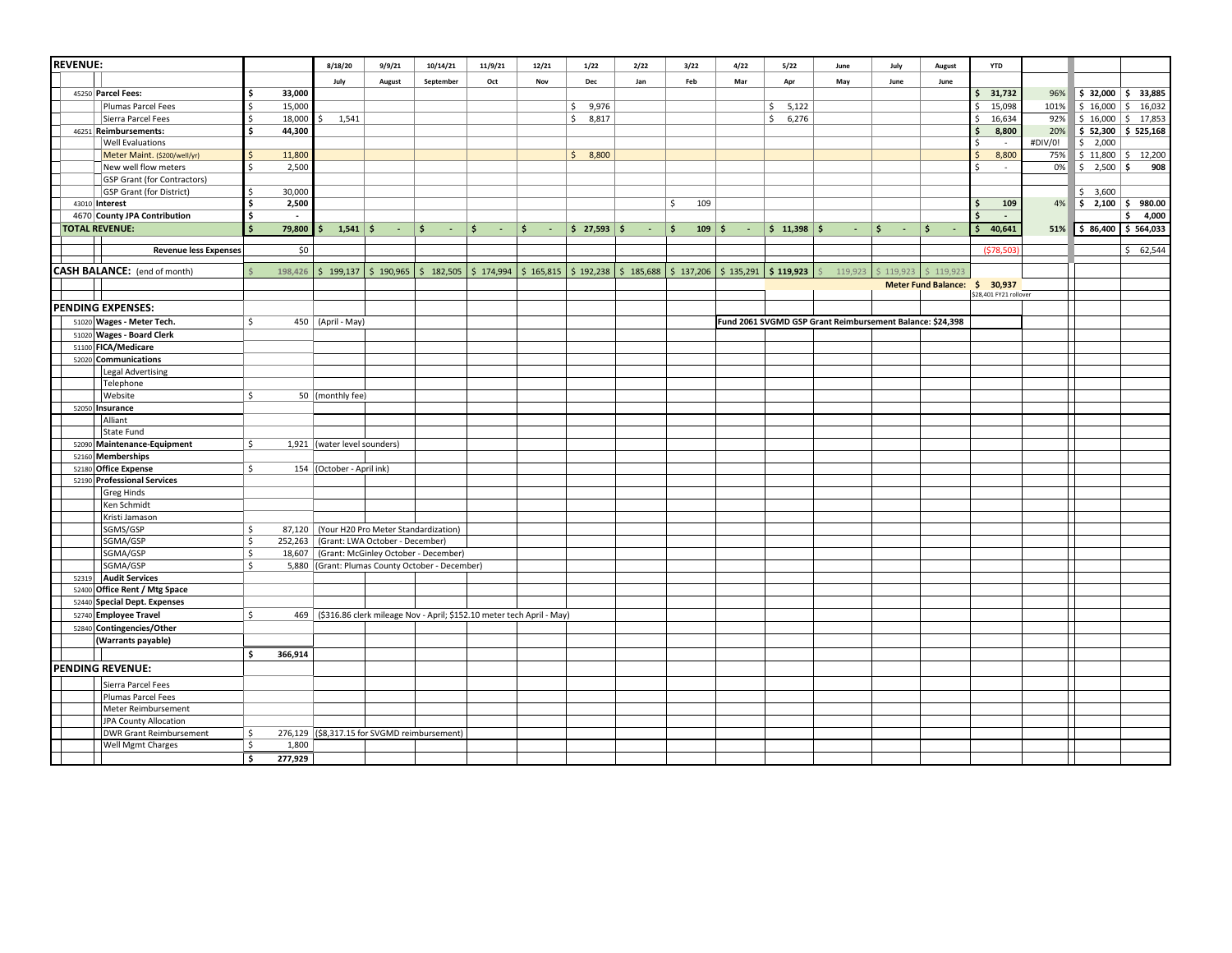| REVENUE: | | 8/18/20 July | 9/9/21 August | 10/14/21 September | 11/9/21 Oct | 12/21 Nov | 1/22 Dec | 2/22 Jan | 3/22 Feb | 4/22 Mar | 5/22 Apr | June May | July June | August June | YTD | | | |
|---|---|---|---|---|---|---|---|---|---|---|---|---|---|---|---|---|---|---|
| 45250 Parcel Fees: | $ 33,000 | | | | | | | | | | | | | | $ 31,732 | 96% | $ 32,000 | $ 33,885 |
| Plumas Parcel Fees | $ 15,000 | | | | | | $ 9,976 | | | | $ 5,122 | | | | $ 15,098 | 101% | $ 16,000 | $ 16,032 |
| Sierra Parcel Fees | $ 18,000 | $ 1,541 | | | | | $ 8,817 | | | | $ 6,276 | | | | $ 16,634 | 92% | $ 16,000 | $ 17,853 |
| 46251 Reimbursements: | $ 44,300 | | | | | | | | | | | | | | $ 8,800 | 20% | $ 52,300 | $ 525,168 |
| Well Evaluations | | | | | | | | | | | | | | | $ - | #DIV/0! | $ 2,000 | |
| Meter Maint. ($200/well/yr) | $ 11,800 | | | | | | $ 8,800 | | | | | | | | $ 8,800 | 75% | $ 11,800 | $ 12,200 |
| New well flow meters | $ 2,500 | | | | | | | | | | | | | | $ - | 0% | $ 2,500 | $ 908 |
| GSP Grant (for Contractors) | | | | | | | | | | | | | | | | | | |
| GSP Grant (for District) | $ 30,000 | | | | | | | | | | | | | | | | $ 3,600 | |
| 43010 Interest | $ 2,500 | | | | | | | | $ 109 | | | | | | $ 109 | 4% | $ 2,100 | $ 980.00 |
| 4670 County JPA Contribution | $ - | | | | | | | | | | | | | | $ - | | | $ 4,000 |
| TOTAL REVENUE: | $ 79,800 | $ 1,541 | $ - | $ - | $ - | $ - | $ 27,593 | $ - | $ 109 | $ - | $ 11,398 | $ - | $ - | $ - | $ 40,641 | 51% | $ 86,400 | $ 564,033 |
| Revenue less Expenses | $0 | | | | | | | | | | | | | | ($78,503) | | | $ 62,544 |
| CASH BALANCE: (end of month) | $ 198,426 | $ 199,137 | $ 190,965 | $ 182,505 | $ 174,994 | $ 165,815 | $ 192,238 | $ 185,688 | $ 137,206 | $ 135,291 | $ 119,923 | $ 119,923 | $ 119,923 | $ 119,923 | | | | |
| | | | | | | | | | | | | | Meter Fund Balance: | | $ 30,937 | | | |
| | | | | | | | | | | | | | | | $28,401 FY21 rollover | | | |

| PENDING EXPENSES: | | |
|---|---|---|
| 51020 Wages - Meter Tech. | $ 450 | (April - May) |
| 51020 Wages - Board Clerk | | |
| 51100 FICA/Medicare | | |
| 52020 Communications | | |
| Legal Advertising | | |
| Telephone | | |
| Website | $ 50 | (monthly fee) |
| 52050 Insurance | | |
| Alliant | | |
| State Fund | | |
| 52090 Maintenance-Equipment | $ 1,921 | (water level sounders) |
| 52160 Memberships | | |
| 52180 Office Expense | $ 154 | (October - April ink) |
| 52190 Professional Services | | |
| Greg Hinds | | |
| Ken Schmidt | | |
| Kristi Jamason | | |
| SGMS/GSP | $ 87,120 | (Your H20 Pro Meter Standardization) |
| SGMA/GSP | $ 252,263 | (Grant: LWA October - December) |
| SGMA/GSP | $ 18,607 | (Grant: McGinley October - December) |
| SGMA/GSP | $ 5,880 | (Grant: Plumas County October - December) |
| 52319 Audit Services | | |
| 52400 Office Rent / Mtg Space | | |
| 52440 Special Dept. Expenses | | |
| 52740 Employee Travel | $ 469 | ($316.86 clerk mileage Nov - April; $152.10 meter tech April - May) |
| 52840 Contingencies/Other | | |
| (Warrants payable) | | |
| | $ 366,914 | |

Fund 2061 SVGMD GSP Grant Reimbursement Balance: $24,398

| PENDING REVENUE: | | |
|---|---|---|
| Sierra Parcel Fees | | |
| Plumas Parcel Fees | | |
| Meter Reimbursement | | |
| JPA County Allocation | | |
| DWR Grant Reimbursement | $ 276,129 | ($8,317.15 for SVGMD reimbursement) |
| Well Mgmt Charges | $ 1,800 | |
| | $ 277,929 | |